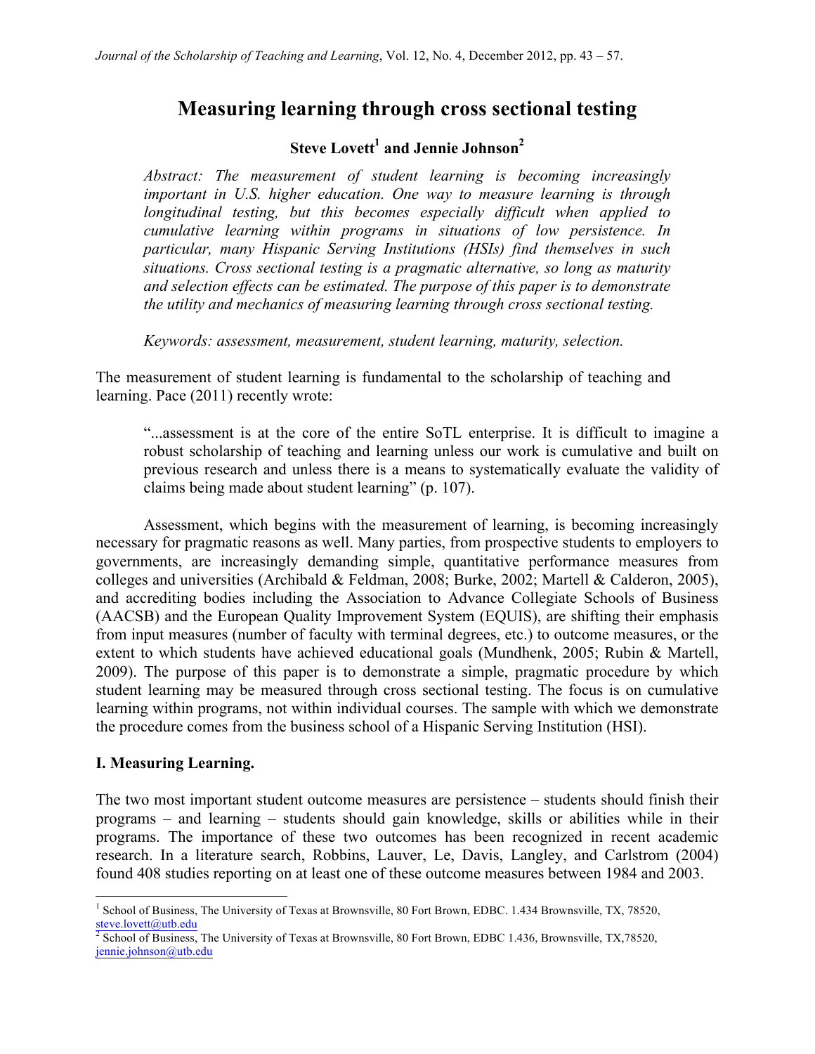# Measuring learning through cross sectional testing

**Steve Lovett[1] and Jennie Johnson[2]**

*Abstract: The measurement of student learning is becoming increasingly important in U.S. higher education. One way to measure learning is through longitudinal testing, but this becomes especially difficult when applied to cumulative learning within programs in situations of low persistence. In particular, many Hispanic Serving Institutions (HSIs) find themselves in such situations. Cross sectional testing is a pragmatic alternative, so long as maturity and selection effects can be estimated. The purpose of this paper is to demonstrate the utility and mechanics of measuring learning through cross sectional testing.*

*Keywords: assessment, measurement, student learning, maturity, selection.*

The measurement of student learning is fundamental to the scholarship of teaching and learning. Pace (2011) recently wrote:

> "...assessment is at the core of the entire SoTL enterprise. It is difficult to imagine a robust scholarship of teaching and learning unless our work is cumulative and built on previous research and unless there is a means to systematically evaluate the validity of claims being made about student learning" (p. 107).

Assessment, which begins with the measurement of learning, is becoming increasingly necessary for pragmatic reasons as well. Many parties, from prospective students to employers to governments, are increasingly demanding simple, quantitative performance measures from colleges and universities (Archibald & Feldman, 2008; Burke, 2002; Martell & Calderon, 2005), and accrediting bodies including the Association to Advance Collegiate Schools of Business (AACSB) and the European Quality Improvement System (EQUIS), are shifting their emphasis from input measures (number of faculty with terminal degrees, etc.) to outcome measures, or the extent to which students have achieved educational goals (Mundhenk, 2005; Rubin & Martell, 2009). The purpose of this paper is to demonstrate a simple, pragmatic procedure by which student learning may be measured through cross sectional testing. The focus is on cumulative learning within programs, not within individual courses. The sample with which we demonstrate the procedure comes from the business school of a Hispanic Serving Institution (HSI).

## I. Measuring Learning.

The two most important student outcome measures are persistence – students should finish their programs – and learning – students should gain knowledge, skills or abilities while in their programs. The importance of these two outcomes has been recognized in recent academic research. In a literature search, Robbins, Lauver, Le, Davis, Langley, and Carlstrom (2004) found 408 studies reporting on at least one of these outcome measures between 1984 and 2003.

---

[1] School of Business, The University of Texas at Brownsville, 80 Fort Brown, EDBC. 1.434 Brownsville, TX, 78520, steve.lovett@utb.edu

[2] School of Business, The University of Texas at Brownsville, 80 Fort Brown, EDBC 1.436, Brownsville, TX,78520, jennie.johnson@utb.edu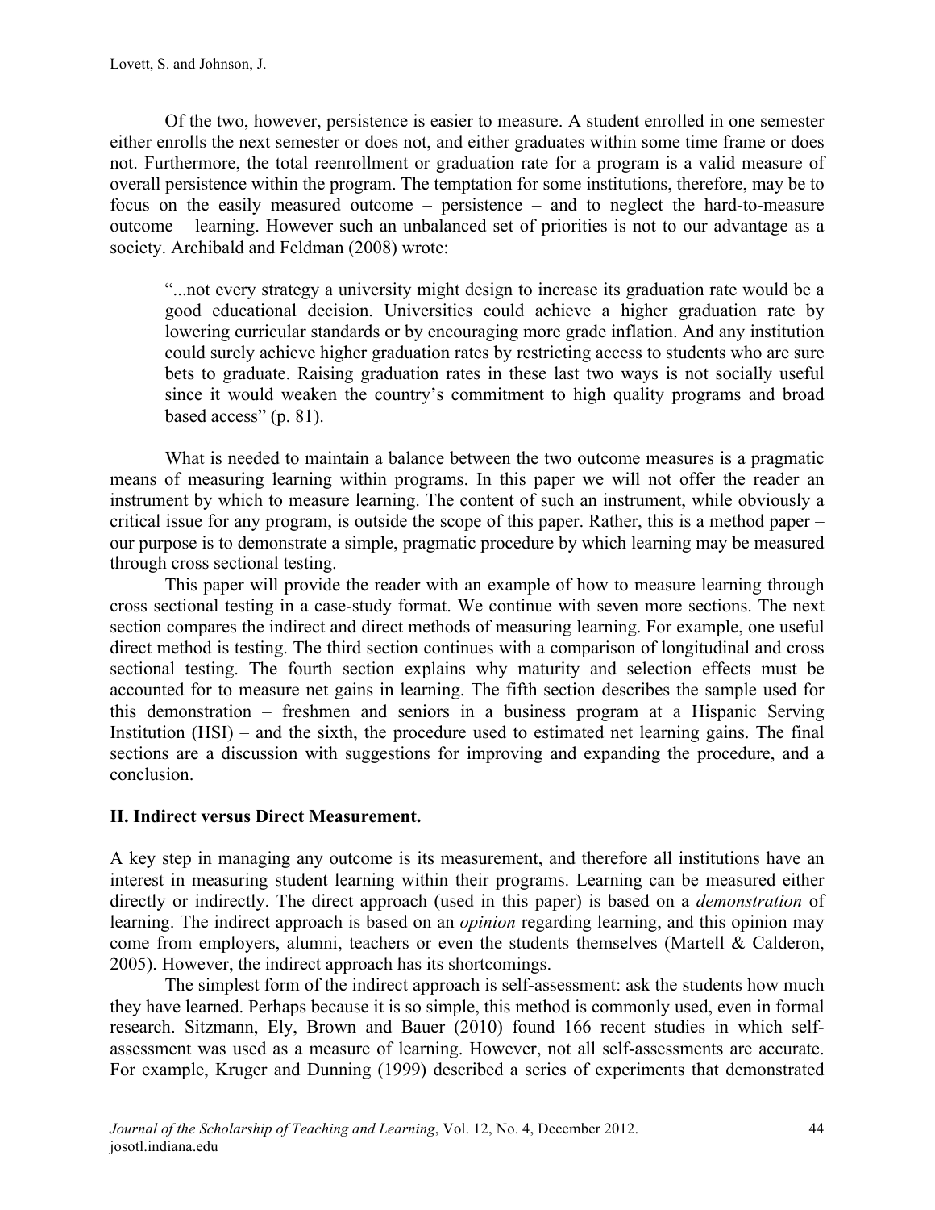Of the two, however, persistence is easier to measure. A student enrolled in one semester either enrolls the next semester or does not, and either graduates within some time frame or does not. Furthermore, the total reenrollment or graduation rate for a program is a valid measure of overall persistence within the program. The temptation for some institutions, therefore, may be to focus on the easily measured outcome – persistence – and to neglect the hard-to-measure outcome – learning. However such an unbalanced set of priorities is not to our advantage as a society. Archibald and Feldman (2008) wrote:

> "...not every strategy a university might design to increase its graduation rate would be a good educational decision. Universities could achieve a higher graduation rate by lowering curricular standards or by encouraging more grade inflation. And any institution could surely achieve higher graduation rates by restricting access to students who are sure bets to graduate. Raising graduation rates in these last two ways is not socially useful since it would weaken the country's commitment to high quality programs and broad based access" (p. 81).

What is needed to maintain a balance between the two outcome measures is a pragmatic means of measuring learning within programs. In this paper we will not offer the reader an instrument by which to measure learning. The content of such an instrument, while obviously a critical issue for any program, is outside the scope of this paper. Rather, this is a method paper – our purpose is to demonstrate a simple, pragmatic procedure by which learning may be measured through cross sectional testing.

This paper will provide the reader with an example of how to measure learning through cross sectional testing in a case-study format. We continue with seven more sections. The next section compares the indirect and direct methods of measuring learning. For example, one useful direct method is testing. The third section continues with a comparison of longitudinal and cross sectional testing. The fourth section explains why maturity and selection effects must be accounted for to measure net gains in learning. The fifth section describes the sample used for this demonstration – freshmen and seniors in a business program at a Hispanic Serving Institution (HSI) – and the sixth, the procedure used to estimated net learning gains. The final sections are a discussion with suggestions for improving and expanding the procedure, and a conclusion.

## II. Indirect versus Direct Measurement.

A key step in managing any outcome is its measurement, and therefore all institutions have an interest in measuring student learning within their programs. Learning can be measured either directly or indirectly. The direct approach (used in this paper) is based on a *demonstration* of learning. The indirect approach is based on an *opinion* regarding learning, and this opinion may come from employers, alumni, teachers or even the students themselves (Martell & Calderon, 2005). However, the indirect approach has its shortcomings.

The simplest form of the indirect approach is self-assessment: ask the students how much they have learned. Perhaps because it is so simple, this method is commonly used, even in formal research. Sitzmann, Ely, Brown and Bauer (2010) found 166 recent studies in which self-assessment was used as a measure of learning. However, not all self-assessments are accurate. For example, Kruger and Dunning (1999) described a series of experiments that demonstrated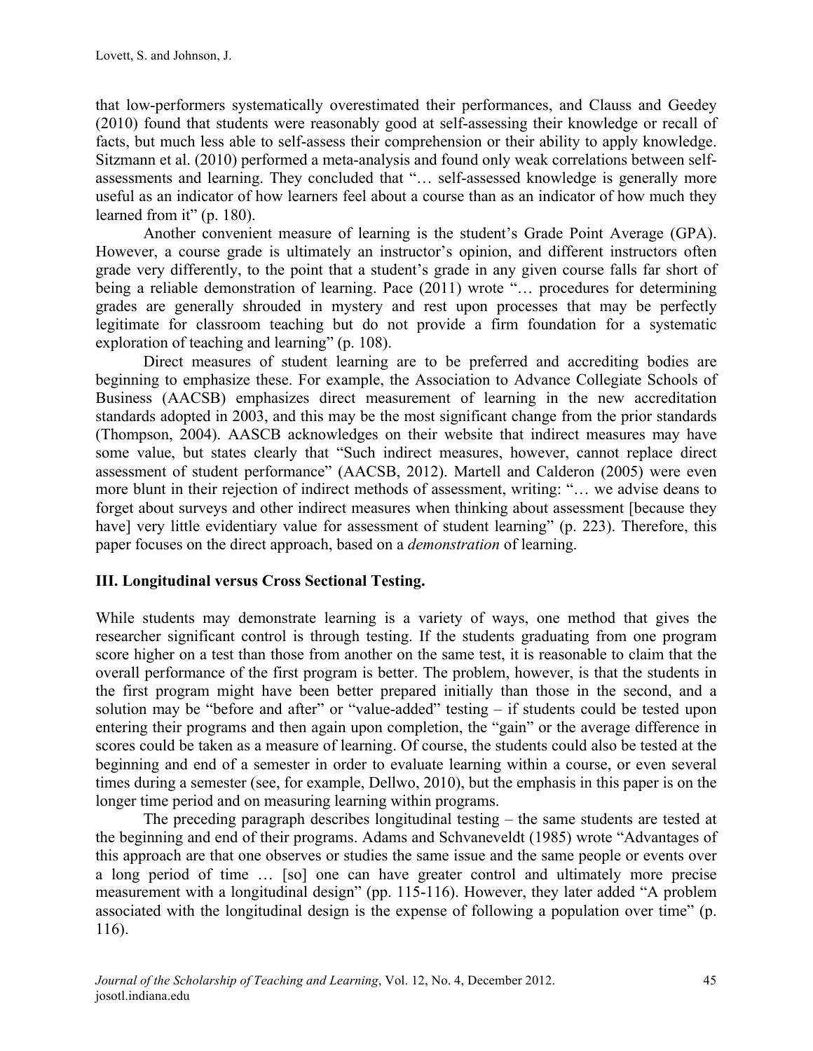that low-performers systematically overestimated their performances, and Clauss and Geedey (2010) found that students were reasonably good at self-assessing their knowledge or recall of facts, but much less able to self-assess their comprehension or their ability to apply knowledge. Sitzmann et al. (2010) performed a meta-analysis and found only weak correlations between self-assessments and learning. They concluded that "… self-assessed knowledge is generally more useful as an indicator of how learners feel about a course than as an indicator of how much they learned from it" (p. 180).

Another convenient measure of learning is the student's Grade Point Average (GPA). However, a course grade is ultimately an instructor's opinion, and different instructors often grade very differently, to the point that a student's grade in any given course falls far short of being a reliable demonstration of learning. Pace (2011) wrote "… procedures for determining grades are generally shrouded in mystery and rest upon processes that may be perfectly legitimate for classroom teaching but do not provide a firm foundation for a systematic exploration of teaching and learning" (p. 108).

Direct measures of student learning are to be preferred and accrediting bodies are beginning to emphasize these. For example, the Association to Advance Collegiate Schools of Business (AACSB) emphasizes direct measurement of learning in the new accreditation standards adopted in 2003, and this may be the most significant change from the prior standards (Thompson, 2004). AASCB acknowledges on their website that indirect measures may have some value, but states clearly that "Such indirect measures, however, cannot replace direct assessment of student performance" (AACSB, 2012). Martell and Calderon (2005) were even more blunt in their rejection of indirect methods of assessment, writing: "… we advise deans to forget about surveys and other indirect measures when thinking about assessment [because they have] very little evidentiary value for assessment of student learning" (p. 223). Therefore, this paper focuses on the direct approach, based on a *demonstration* of learning.

## III. Longitudinal versus Cross Sectional Testing.

While students may demonstrate learning is a variety of ways, one method that gives the researcher significant control is through testing. If the students graduating from one program score higher on a test than those from another on the same test, it is reasonable to claim that the overall performance of the first program is better. The problem, however, is that the students in the first program might have been better prepared initially than those in the second, and a solution may be "before and after" or "value-added" testing – if students could be tested upon entering their programs and then again upon completion, the "gain" or the average difference in scores could be taken as a measure of learning. Of course, the students could also be tested at the beginning and end of a semester in order to evaluate learning within a course, or even several times during a semester (see, for example, Dellwo, 2010), but the emphasis in this paper is on the longer time period and on measuring learning within programs.

The preceding paragraph describes longitudinal testing – the same students are tested at the beginning and end of their programs. Adams and Schvaneveldt (1985) wrote "Advantages of this approach are that one observes or studies the same issue and the same people or events over a long period of time … [so] one can have greater control and ultimately more precise measurement with a longitudinal design" (pp. 115-116). However, they later added "A problem associated with the longitudinal design is the expense of following a population over time" (p. 116).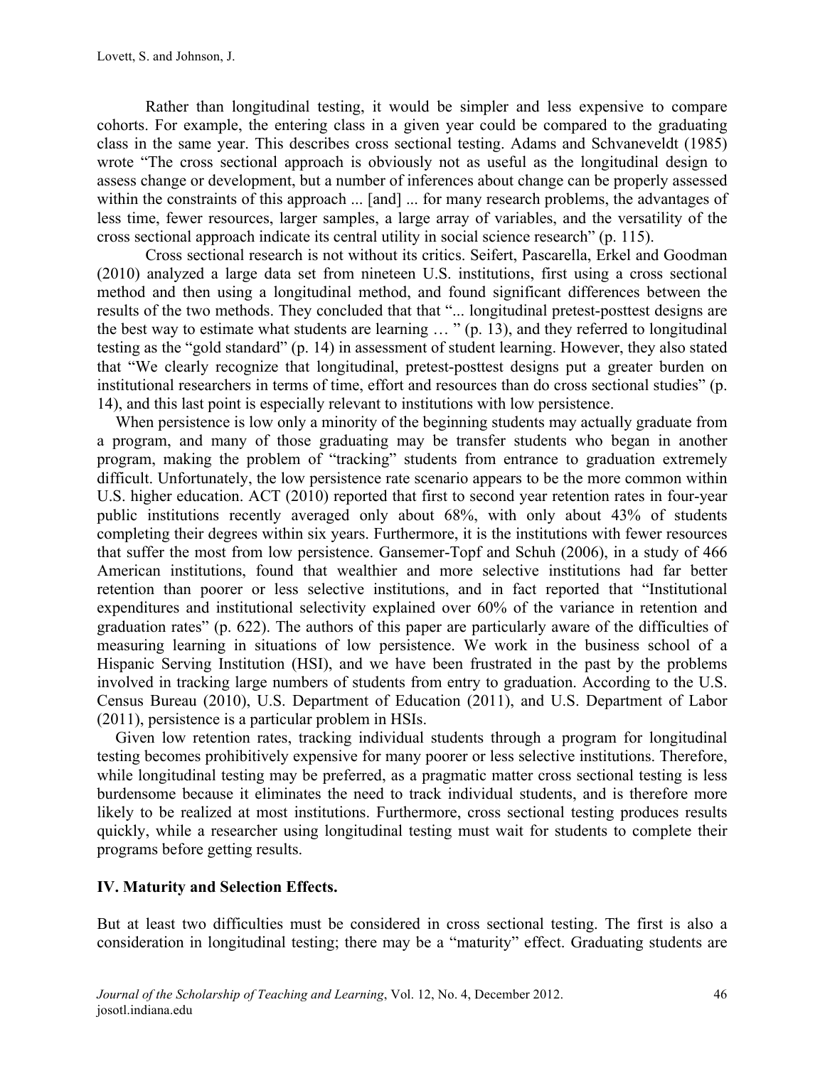Rather than longitudinal testing, it would be simpler and less expensive to compare cohorts. For example, the entering class in a given year could be compared to the graduating class in the same year. This describes cross sectional testing. Adams and Schvaneveldt (1985) wrote "The cross sectional approach is obviously not as useful as the longitudinal design to assess change or development, but a number of inferences about change can be properly assessed within the constraints of this approach ... [and] ... for many research problems, the advantages of less time, fewer resources, larger samples, a large array of variables, and the versatility of the cross sectional approach indicate its central utility in social science research" (p. 115).

Cross sectional research is not without its critics. Seifert, Pascarella, Erkel and Goodman (2010) analyzed a large data set from nineteen U.S. institutions, first using a cross sectional method and then using a longitudinal method, and found significant differences between the results of the two methods. They concluded that that "... longitudinal pretest-posttest designs are the best way to estimate what students are learning … " (p. 13), and they referred to longitudinal testing as the "gold standard" (p. 14) in assessment of student learning. However, they also stated that "We clearly recognize that longitudinal, pretest-posttest designs put a greater burden on institutional researchers in terms of time, effort and resources than do cross sectional studies" (p. 14), and this last point is especially relevant to institutions with low persistence.

When persistence is low only a minority of the beginning students may actually graduate from a program, and many of those graduating may be transfer students who began in another program, making the problem of "tracking" students from entrance to graduation extremely difficult. Unfortunately, the low persistence rate scenario appears to be the more common within U.S. higher education. ACT (2010) reported that first to second year retention rates in four-year public institutions recently averaged only about 68%, with only about 43% of students completing their degrees within six years. Furthermore, it is the institutions with fewer resources that suffer the most from low persistence. Gansemer-Topf and Schuh (2006), in a study of 466 American institutions, found that wealthier and more selective institutions had far better retention than poorer or less selective institutions, and in fact reported that "Institutional expenditures and institutional selectivity explained over 60% of the variance in retention and graduation rates" (p. 622). The authors of this paper are particularly aware of the difficulties of measuring learning in situations of low persistence. We work in the business school of a Hispanic Serving Institution (HSI), and we have been frustrated in the past by the problems involved in tracking large numbers of students from entry to graduation. According to the U.S. Census Bureau (2010), U.S. Department of Education (2011), and U.S. Department of Labor (2011), persistence is a particular problem in HSIs.

Given low retention rates, tracking individual students through a program for longitudinal testing becomes prohibitively expensive for many poorer or less selective institutions. Therefore, while longitudinal testing may be preferred, as a pragmatic matter cross sectional testing is less burdensome because it eliminates the need to track individual students, and is therefore more likely to be realized at most institutions. Furthermore, cross sectional testing produces results quickly, while a researcher using longitudinal testing must wait for students to complete their programs before getting results.

## IV. Maturity and Selection Effects.

But at least two difficulties must be considered in cross sectional testing. The first is also a consideration in longitudinal testing; there may be a "maturity" effect. Graduating students are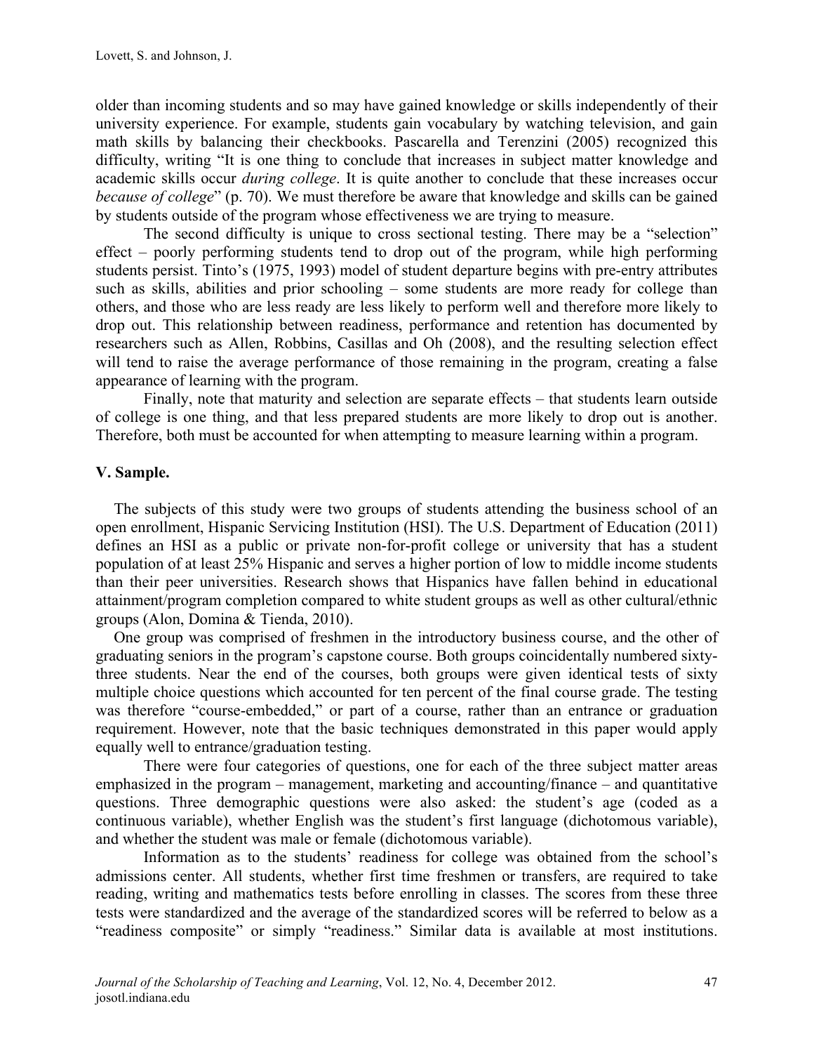older than incoming students and so may have gained knowledge or skills independently of their university experience. For example, students gain vocabulary by watching television, and gain math skills by balancing their checkbooks. Pascarella and Terenzini (2005) recognized this difficulty, writing "It is one thing to conclude that increases in subject matter knowledge and academic skills occur *during college*. It is quite another to conclude that these increases occur *because of college*" (p. 70). We must therefore be aware that knowledge and skills can be gained by students outside of the program whose effectiveness we are trying to measure.

The second difficulty is unique to cross sectional testing. There may be a "selection" effect – poorly performing students tend to drop out of the program, while high performing students persist. Tinto's (1975, 1993) model of student departure begins with pre-entry attributes such as skills, abilities and prior schooling – some students are more ready for college than others, and those who are less ready are less likely to perform well and therefore more likely to drop out. This relationship between readiness, performance and retention has documented by researchers such as Allen, Robbins, Casillas and Oh (2008), and the resulting selection effect will tend to raise the average performance of those remaining in the program, creating a false appearance of learning with the program.

Finally, note that maturity and selection are separate effects – that students learn outside of college is one thing, and that less prepared students are more likely to drop out is another. Therefore, both must be accounted for when attempting to measure learning within a program.

## V. Sample.

The subjects of this study were two groups of students attending the business school of an open enrollment, Hispanic Servicing Institution (HSI). The U.S. Department of Education (2011) defines an HSI as a public or private non-for-profit college or university that has a student population of at least 25% Hispanic and serves a higher portion of low to middle income students than their peer universities. Research shows that Hispanics have fallen behind in educational attainment/program completion compared to white student groups as well as other cultural/ethnic groups (Alon, Domina & Tienda, 2010).

One group was comprised of freshmen in the introductory business course, and the other of graduating seniors in the program's capstone course. Both groups coincidentally numbered sixty-three students. Near the end of the courses, both groups were given identical tests of sixty multiple choice questions which accounted for ten percent of the final course grade. The testing was therefore "course-embedded," or part of a course, rather than an entrance or graduation requirement. However, note that the basic techniques demonstrated in this paper would apply equally well to entrance/graduation testing.

There were four categories of questions, one for each of the three subject matter areas emphasized in the program – management, marketing and accounting/finance – and quantitative questions. Three demographic questions were also asked: the student's age (coded as a continuous variable), whether English was the student's first language (dichotomous variable), and whether the student was male or female (dichotomous variable).

Information as to the students' readiness for college was obtained from the school's admissions center. All students, whether first time freshmen or transfers, are required to take reading, writing and mathematics tests before enrolling in classes. The scores from these three tests were standardized and the average of the standardized scores will be referred to below as a "readiness composite" or simply "readiness." Similar data is available at most institutions.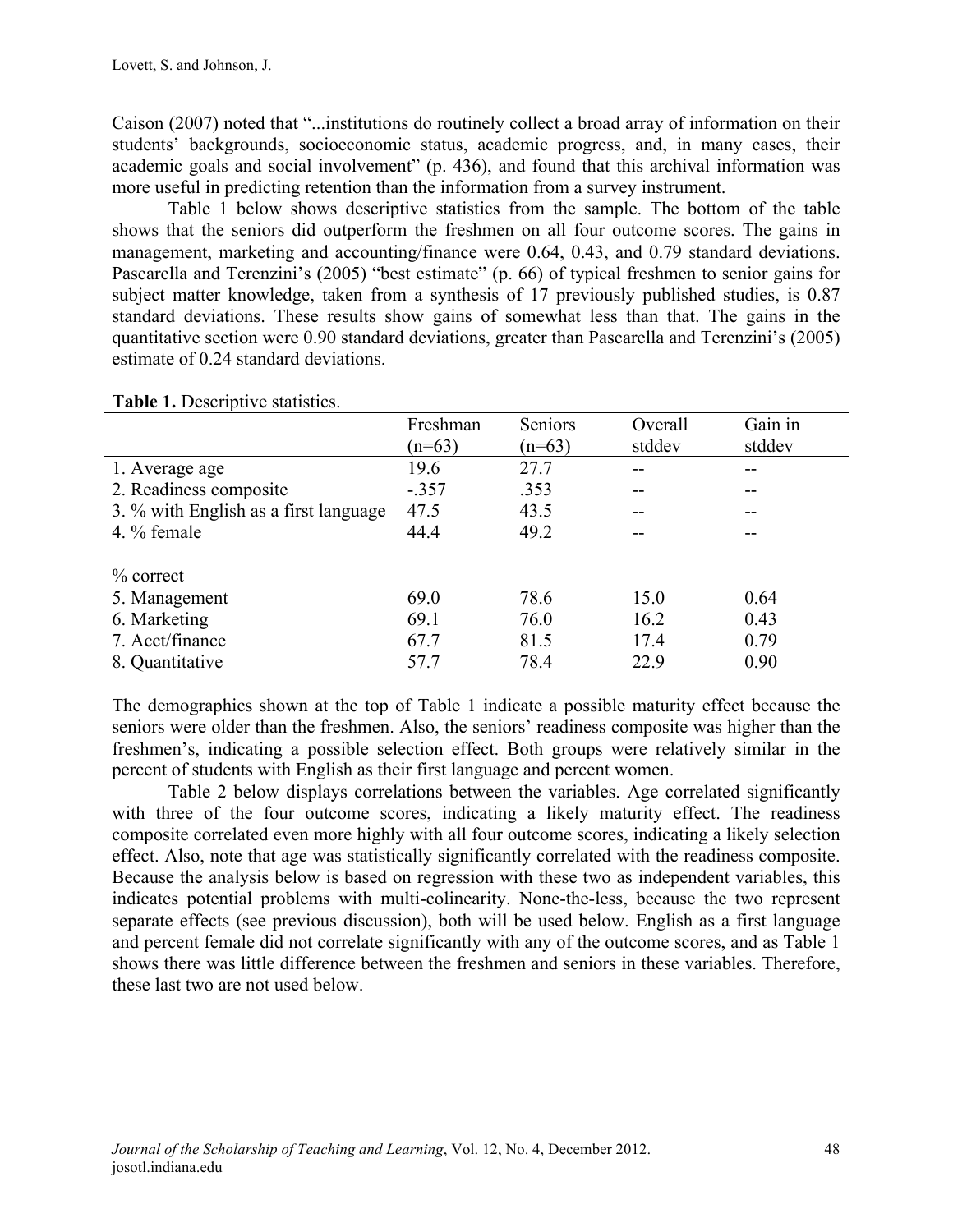Caison (2007) noted that "...institutions do routinely collect a broad array of information on their students' backgrounds, socioeconomic status, academic progress, and, in many cases, their academic goals and social involvement" (p. 436), and found that this archival information was more useful in predicting retention than the information from a survey instrument.

Table 1 below shows descriptive statistics from the sample. The bottom of the table shows that the seniors did outperform the freshmen on all four outcome scores. The gains in management, marketing and accounting/finance were 0.64, 0.43, and 0.79 standard deviations. Pascarella and Terenzini's (2005) "best estimate" (p. 66) of typical freshmen to senior gains for subject matter knowledge, taken from a synthesis of 17 previously published studies, is 0.87 standard deviations. These results show gains of somewhat less than that. The gains in the quantitative section were 0.90 standard deviations, greater than Pascarella and Terenzini's (2005) estimate of 0.24 standard deviations.

**Table 1.** Descriptive statistics.

| | Freshman (n=63) | Seniors (n=63) | Overall stddev | Gain in stddev |
|---|---|---|---|---|
| 1. Average age | 19.6 | 27.7 | -- | -- |
| 2. Readiness composite | -.357 | .353 | -- | -- |
| 3. % with English as a first language | 47.5 | 43.5 | -- | -- |
| 4. % female | 44.4 | 49.2 | -- | -- |
| % correct | | | | |
| 5. Management | 69.0 | 78.6 | 15.0 | 0.64 |
| 6. Marketing | 69.1 | 76.0 | 16.2 | 0.43 |
| 7. Acct/finance | 67.7 | 81.5 | 17.4 | 0.79 |
| 8. Quantitative | 57.7 | 78.4 | 22.9 | 0.90 |

The demographics shown at the top of Table 1 indicate a possible maturity effect because the seniors were older than the freshmen. Also, the seniors' readiness composite was higher than the freshmen's, indicating a possible selection effect. Both groups were relatively similar in the percent of students with English as their first language and percent women.

Table 2 below displays correlations between the variables. Age correlated significantly with three of the four outcome scores, indicating a likely maturity effect. The readiness composite correlated even more highly with all four outcome scores, indicating a likely selection effect. Also, note that age was statistically significantly correlated with the readiness composite. Because the analysis below is based on regression with these two as independent variables, this indicates potential problems with multi-colinearity. None-the-less, because the two represent separate effects (see previous discussion), both will be used below. English as a first language and percent female did not correlate significantly with any of the outcome scores, and as Table 1 shows there was little difference between the freshmen and seniors in these variables. Therefore, these last two are not used below.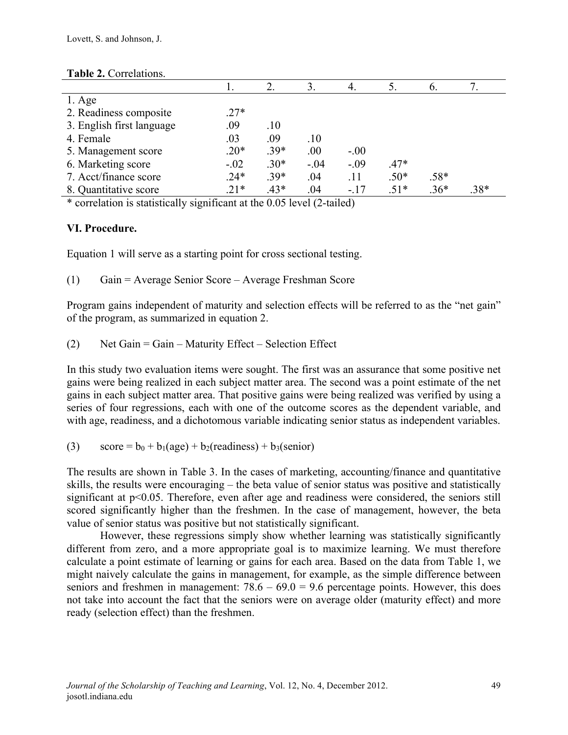**Table 2.** Correlations.

| | 1. | 2. | 3. | 4. | 5. | 6. | 7. |
|---|---|---|---|---|---|---|---|
| 1. Age | | | | | | | |
| 2. Readiness composite | .27* | | | | | | |
| 3. English first language | .09 | .10 | | | | | |
| 4. Female | .03 | .09 | .10 | | | | |
| 5. Management score | .20* | .39* | .00 | -.00 | | | |
| 6. Marketing score | -.02 | .30* | -.04 | -.09 | .47* | | |
| 7. Acct/finance score | .24* | .39* | .04 | .11 | .50* | .58* | |
| 8. Quantitative score | .21* | .43* | .04 | -.17 | .51* | .36* | .38* |

* correlation is statistically significant at the 0.05 level (2-tailed)

## VI. Procedure.

Equation 1 will serve as a starting point for cross sectional testing.

(1) Gain = Average Senior Score – Average Freshman Score

Program gains independent of maturity and selection effects will be referred to as the "net gain" of the program, as summarized in equation 2.

(2) Net Gain = Gain – Maturity Effect – Selection Effect

In this study two evaluation items were sought. The first was an assurance that some positive net gains were being realized in each subject matter area. The second was a point estimate of the net gains in each subject matter area. That positive gains were being realized was verified by using a series of four regressions, each with one of the outcome scores as the dependent variable, and with age, readiness, and a dichotomous variable indicating senior status as independent variables.

(3) $\text{score} = b_0 + b_1(\text{age}) + b_2(\text{readiness}) + b_3(\text{senior})$

The results are shown in Table 3. In the cases of marketing, accounting/finance and quantitative skills, the results were encouraging – the beta value of senior status was positive and statistically significant at $p<0.05$. Therefore, even after age and readiness were considered, the seniors still scored significantly higher than the freshmen. In the case of management, however, the beta value of senior status was positive but not statistically significant.

However, these regressions simply show whether learning was statistically significantly different from zero, and a more appropriate goal is to maximize learning. We must therefore calculate a point estimate of learning or gains for each area. Based on the data from Table 1, we might naively calculate the gains in management, for example, as the simple difference between seniors and freshmen in management: 78.6 – 69.0 = 9.6 percentage points. However, this does not take into account the fact that the seniors were on average older (maturity effect) and more ready (selection effect) than the freshmen.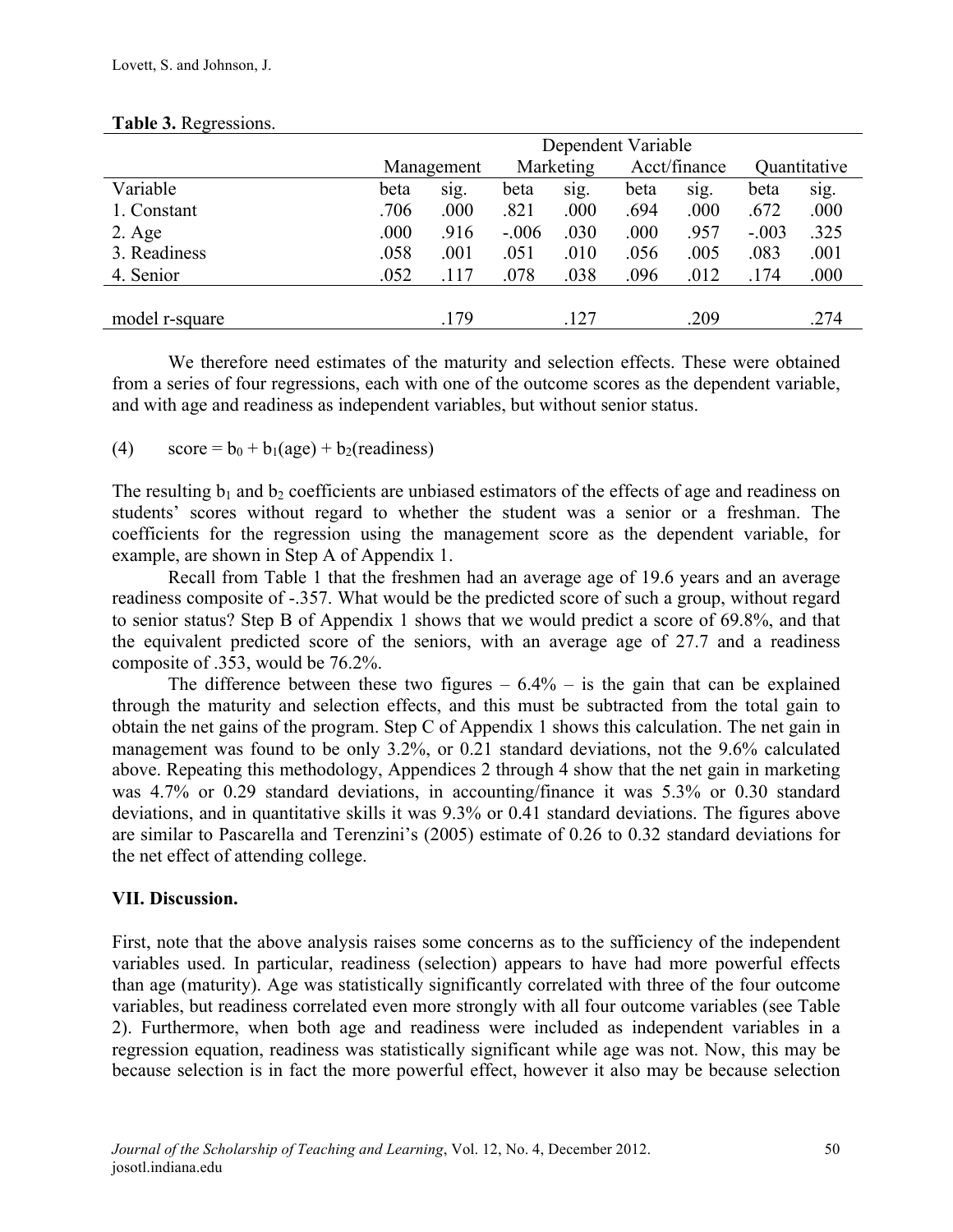**Table 3.** Regressions.

| | Dependent Variable | | | | | | | |
|---|---|---|---|---|---|---|---|---|
| | Management | | Marketing | | Acct/finance | | Quantitative | |
| Variable | beta | sig. | beta | sig. | beta | sig. | beta | sig. |
| 1. Constant | .706 | .000 | .821 | .000 | .694 | .000 | .672 | .000 |
| 2. Age | .000 | .916 | -.006 | .030 | .000 | .957 | -.003 | .325 |
| 3. Readiness | .058 | .001 | .051 | .010 | .056 | .005 | .083 | .001 |
| 4. Senior | .052 | .117 | .078 | .038 | .096 | .012 | .174 | .000 |
| model r-square | | .179 | | .127 | | .209 | | .274 |

We therefore need estimates of the maturity and selection effects. These were obtained from a series of four regressions, each with one of the outcome scores as the dependent variable, and with age and readiness as independent variables, but without senior status.

(4) $\text{score} = b_0 + b_1(\text{age}) + b_2(\text{readiness})$

The resulting $b_1$ and $b_2$ coefficients are unbiased estimators of the effects of age and readiness on students' scores without regard to whether the student was a senior or a freshman. The coefficients for the regression using the management score as the dependent variable, for example, are shown in Step A of Appendix 1.

Recall from Table 1 that the freshmen had an average age of 19.6 years and an average readiness composite of -.357. What would be the predicted score of such a group, without regard to senior status? Step B of Appendix 1 shows that we would predict a score of 69.8%, and that the equivalent predicted score of the seniors, with an average age of 27.7 and a readiness composite of .353, would be 76.2%.

The difference between these two figures – 6.4% – is the gain that can be explained through the maturity and selection effects, and this must be subtracted from the total gain to obtain the net gains of the program. Step C of Appendix 1 shows this calculation. The net gain in management was found to be only 3.2%, or 0.21 standard deviations, not the 9.6% calculated above. Repeating this methodology, Appendices 2 through 4 show that the net gain in marketing was 4.7% or 0.29 standard deviations, in accounting/finance it was 5.3% or 0.30 standard deviations, and in quantitative skills it was 9.3% or 0.41 standard deviations. The figures above are similar to Pascarella and Terenzini's (2005) estimate of 0.26 to 0.32 standard deviations for the net effect of attending college.

## VII. Discussion.

First, note that the above analysis raises some concerns as to the sufficiency of the independent variables used. In particular, readiness (selection) appears to have had more powerful effects than age (maturity). Age was statistically significantly correlated with three of the four outcome variables, but readiness correlated even more strongly with all four outcome variables (see Table 2). Furthermore, when both age and readiness were included as independent variables in a regression equation, readiness was statistically significant while age was not. Now, this may be because selection is in fact the more powerful effect, however it also may be because selection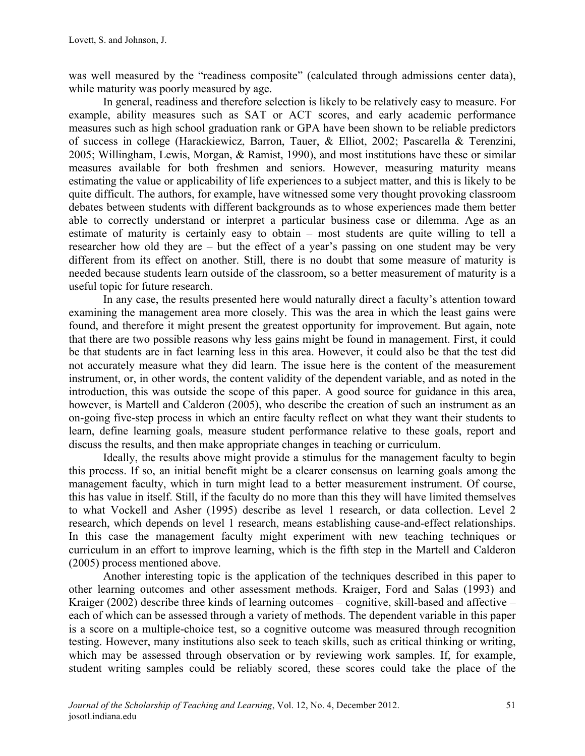was well measured by the "readiness composite" (calculated through admissions center data), while maturity was poorly measured by age.

In general, readiness and therefore selection is likely to be relatively easy to measure. For example, ability measures such as SAT or ACT scores, and early academic performance measures such as high school graduation rank or GPA have been shown to be reliable predictors of success in college (Harackiewicz, Barron, Tauer, & Elliot, 2002; Pascarella & Terenzini, 2005; Willingham, Lewis, Morgan, & Ramist, 1990), and most institutions have these or similar measures available for both freshmen and seniors. However, measuring maturity means estimating the value or applicability of life experiences to a subject matter, and this is likely to be quite difficult. The authors, for example, have witnessed some very thought provoking classroom debates between students with different backgrounds as to whose experiences made them better able to correctly understand or interpret a particular business case or dilemma. Age as an estimate of maturity is certainly easy to obtain – most students are quite willing to tell a researcher how old they are – but the effect of a year's passing on one student may be very different from its effect on another. Still, there is no doubt that some measure of maturity is needed because students learn outside of the classroom, so a better measurement of maturity is a useful topic for future research.

In any case, the results presented here would naturally direct a faculty's attention toward examining the management area more closely. This was the area in which the least gains were found, and therefore it might present the greatest opportunity for improvement. But again, note that there are two possible reasons why less gains might be found in management. First, it could be that students are in fact learning less in this area. However, it could also be that the test did not accurately measure what they did learn. The issue here is the content of the measurement instrument, or, in other words, the content validity of the dependent variable, and as noted in the introduction, this was outside the scope of this paper. A good source for guidance in this area, however, is Martell and Calderon (2005), who describe the creation of such an instrument as an on-going five-step process in which an entire faculty reflect on what they want their students to learn, define learning goals, measure student performance relative to these goals, report and discuss the results, and then make appropriate changes in teaching or curriculum.

Ideally, the results above might provide a stimulus for the management faculty to begin this process. If so, an initial benefit might be a clearer consensus on learning goals among the management faculty, which in turn might lead to a better measurement instrument. Of course, this has value in itself. Still, if the faculty do no more than this they will have limited themselves to what Vockell and Asher (1995) describe as level 1 research, or data collection. Level 2 research, which depends on level 1 research, means establishing cause-and-effect relationships. In this case the management faculty might experiment with new teaching techniques or curriculum in an effort to improve learning, which is the fifth step in the Martell and Calderon (2005) process mentioned above.

Another interesting topic is the application of the techniques described in this paper to other learning outcomes and other assessment methods. Kraiger, Ford and Salas (1993) and Kraiger (2002) describe three kinds of learning outcomes – cognitive, skill-based and affective – each of which can be assessed through a variety of methods. The dependent variable in this paper is a score on a multiple-choice test, so a cognitive outcome was measured through recognition testing. However, many institutions also seek to teach skills, such as critical thinking or writing, which may be assessed through observation or by reviewing work samples. If, for example, student writing samples could be reliably scored, these scores could take the place of the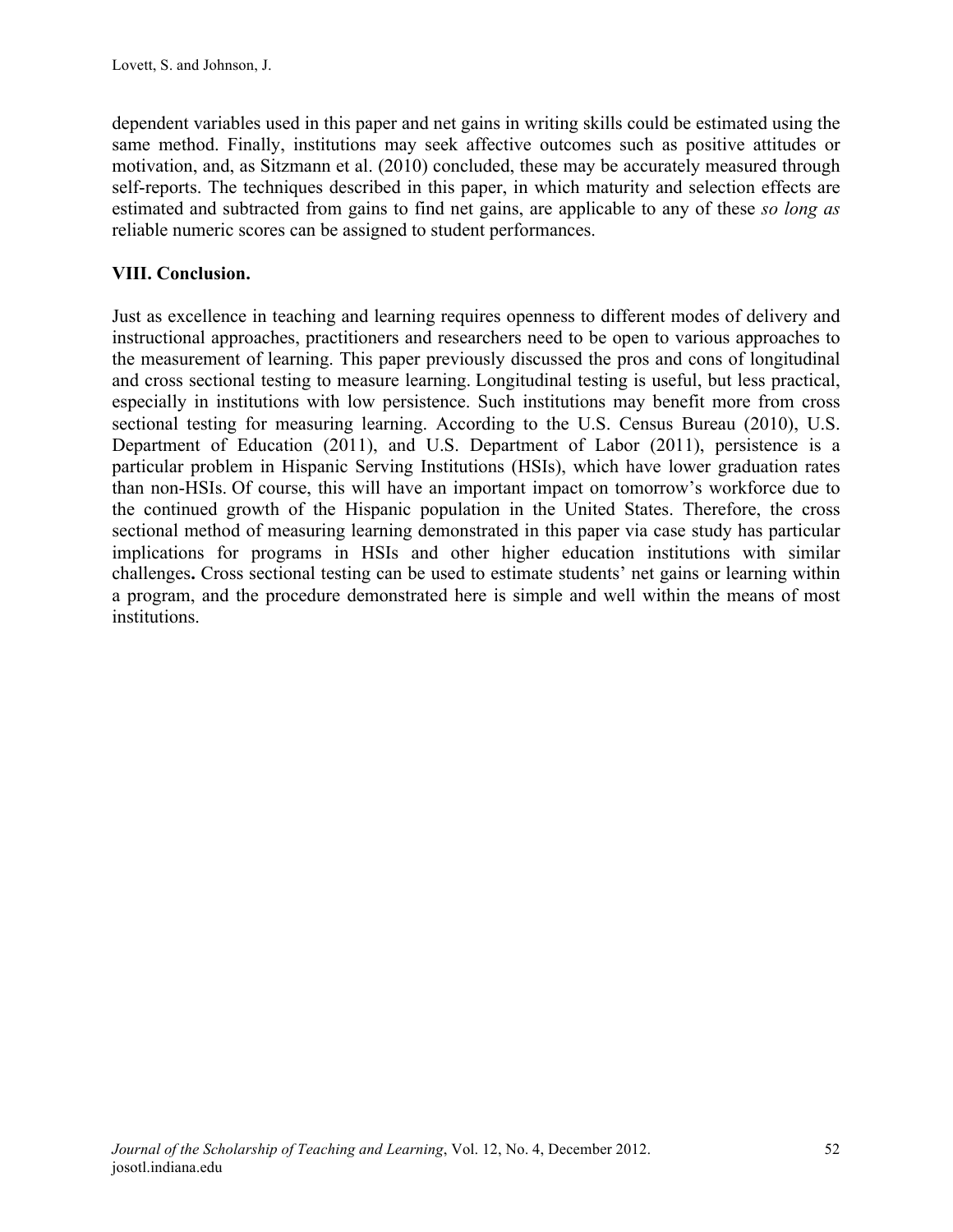dependent variables used in this paper and net gains in writing skills could be estimated using the same method. Finally, institutions may seek affective outcomes such as positive attitudes or motivation, and, as Sitzmann et al. (2010) concluded, these may be accurately measured through self-reports. The techniques described in this paper, in which maturity and selection effects are estimated and subtracted from gains to find net gains, are applicable to any of these *so long as* reliable numeric scores can be assigned to student performances.

## VIII. Conclusion.

Just as excellence in teaching and learning requires openness to different modes of delivery and instructional approaches, practitioners and researchers need to be open to various approaches to the measurement of learning. This paper previously discussed the pros and cons of longitudinal and cross sectional testing to measure learning. Longitudinal testing is useful, but less practical, especially in institutions with low persistence. Such institutions may benefit more from cross sectional testing for measuring learning. According to the U.S. Census Bureau (2010), U.S. Department of Education (2011), and U.S. Department of Labor (2011), persistence is a particular problem in Hispanic Serving Institutions (HSIs), which have lower graduation rates than non-HSIs. Of course, this will have an important impact on tomorrow's workforce due to the continued growth of the Hispanic population in the United States. Therefore, the cross sectional method of measuring learning demonstrated in this paper via case study has particular implications for programs in HSIs and other higher education institutions with similar challenges**.** Cross sectional testing can be used to estimate students' net gains or learning within a program, and the procedure demonstrated here is simple and well within the means of most institutions.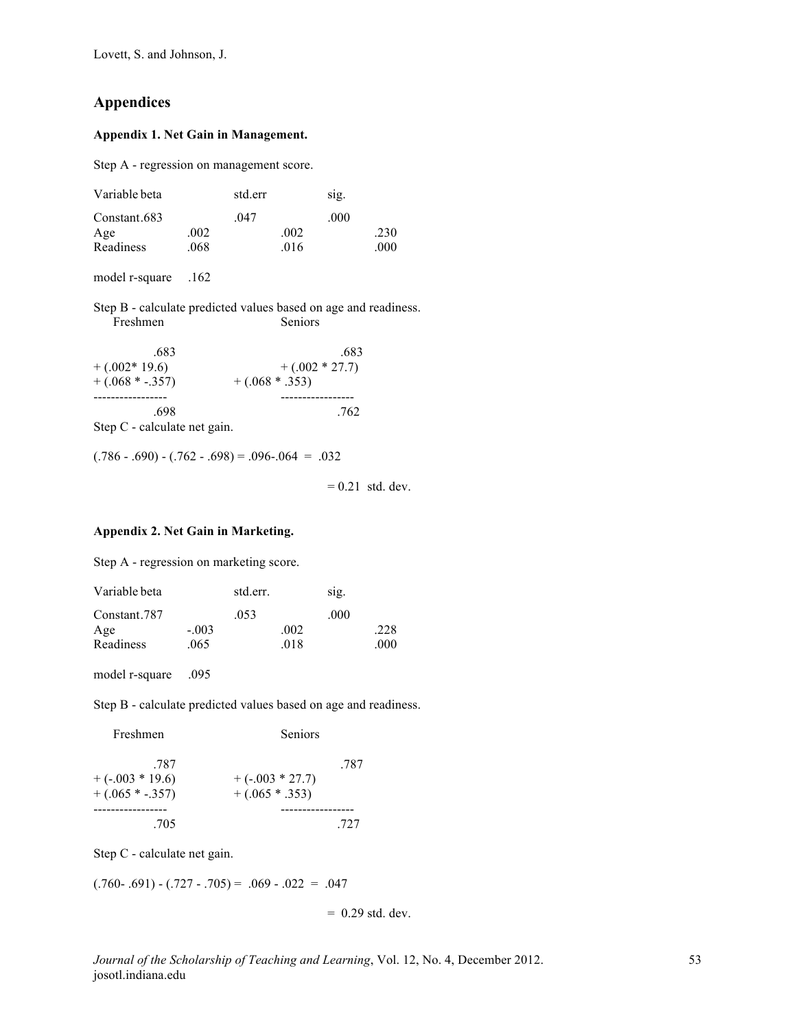## Appendices

### Appendix 1. Net Gain in Management.

Step A - regression on management score.

| Variable | beta | std.err | sig. |
|---|---|---|---|
| Constant | .683 | .047 | .000 |
| Age | .002 | .002 | .230 |
| Readiness | .068 | .016 | .000 |

model r-square .162

Step B - calculate predicted values based on age and readiness.

```
     Freshmen                      Seniors

          .683                          .683
+ (.002* 19.6)                + (.002 * 27.7)
+ (.068 * -.357)          + (.068 * .353)
-----------------              -----------------
          .698                          .762
```

Step C - calculate net gain.

(.786 - .690) - (.762 - .698) = .096-.064 = .032

= 0.21 std. dev.

### Appendix 2. Net Gain in Marketing.

Step A - regression on marketing score.

| Variable | beta | std.err. | sig. |
|---|---|---|---|
| Constant | .787 | .053 | .000 |
| Age | -.003 | .002 | .228 |
| Readiness | .065 | .018 | .000 |

model r-square .095

Step B - calculate predicted values based on age and readiness.

```
     Freshmen                      Seniors

          .787                          .787
+ (-.003 * 19.6)          + (-.003 * 27.7)
+ (.065 * -.357)          + (.065 * .353)
-----------------              -----------------
          .705                          .727
```

Step C - calculate net gain.

(.760- .691) - (.727 - .705) = .069 - .022 = .047

= 0.29 std. dev.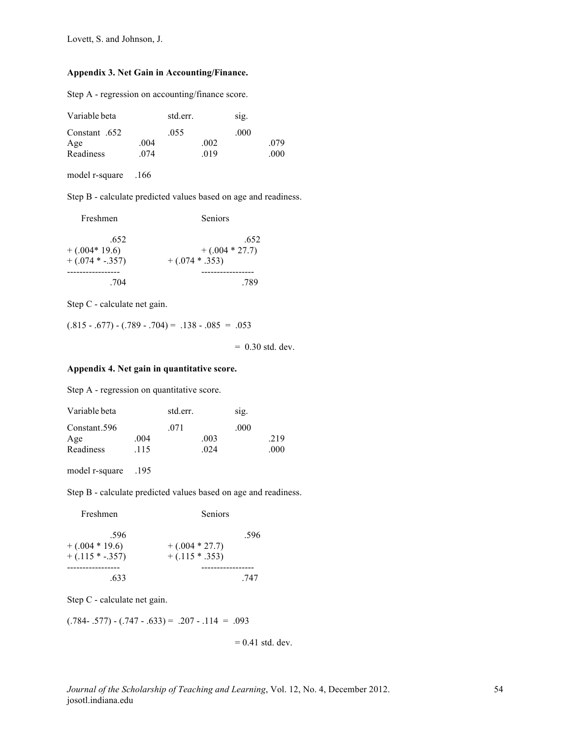### Appendix 3. Net Gain in Accounting/Finance.

Step A - regression on accounting/finance score.

| Variable | beta | std.err. | sig. |
|---|---|---|---|
| Constant | .652 | .055 | .000 |
| Age | .004 | .002 | .079 |
| Readiness | .074 | .019 | .000 |

model r-square .166

Step B - calculate predicted values based on age and readiness.

| Freshmen | Seniors |
|---|---|
| .652 | .652 |
| + (.004* 19.6) | + (.004 * 27.7) |
| + (.074 * -.357) | + (.074 * .353) |
| ----------------- | ----------------- |
| .704 | .789 |

Step C - calculate net gain.

(.815 - .677) - (.789 - .704) = .138 - .085 = .053

= 0.30 std. dev.

### Appendix 4. Net gain in quantitative score.

Step A - regression on quantitative score.

| Variable | beta | std.err. | sig. |
|---|---|---|---|
| Constant | .596 | .071 | .000 |
| Age | .004 | .003 | .219 |
| Readiness | .115 | .024 | .000 |

model r-square .195

Step B - calculate predicted values based on age and readiness.

| Freshmen | Seniors |
|---|---|
| .596 | .596 |
| + (.004 * 19.6) | + (.004 * 27.7) |
| + (.115 * -.357) | + (.115 * .353) |
| ----------------- | ----------------- |
| .633 | .747 |

Step C - calculate net gain.

(.784- .577) - (.747 - .633) = .207 - .114 = .093

= 0.41 std. dev.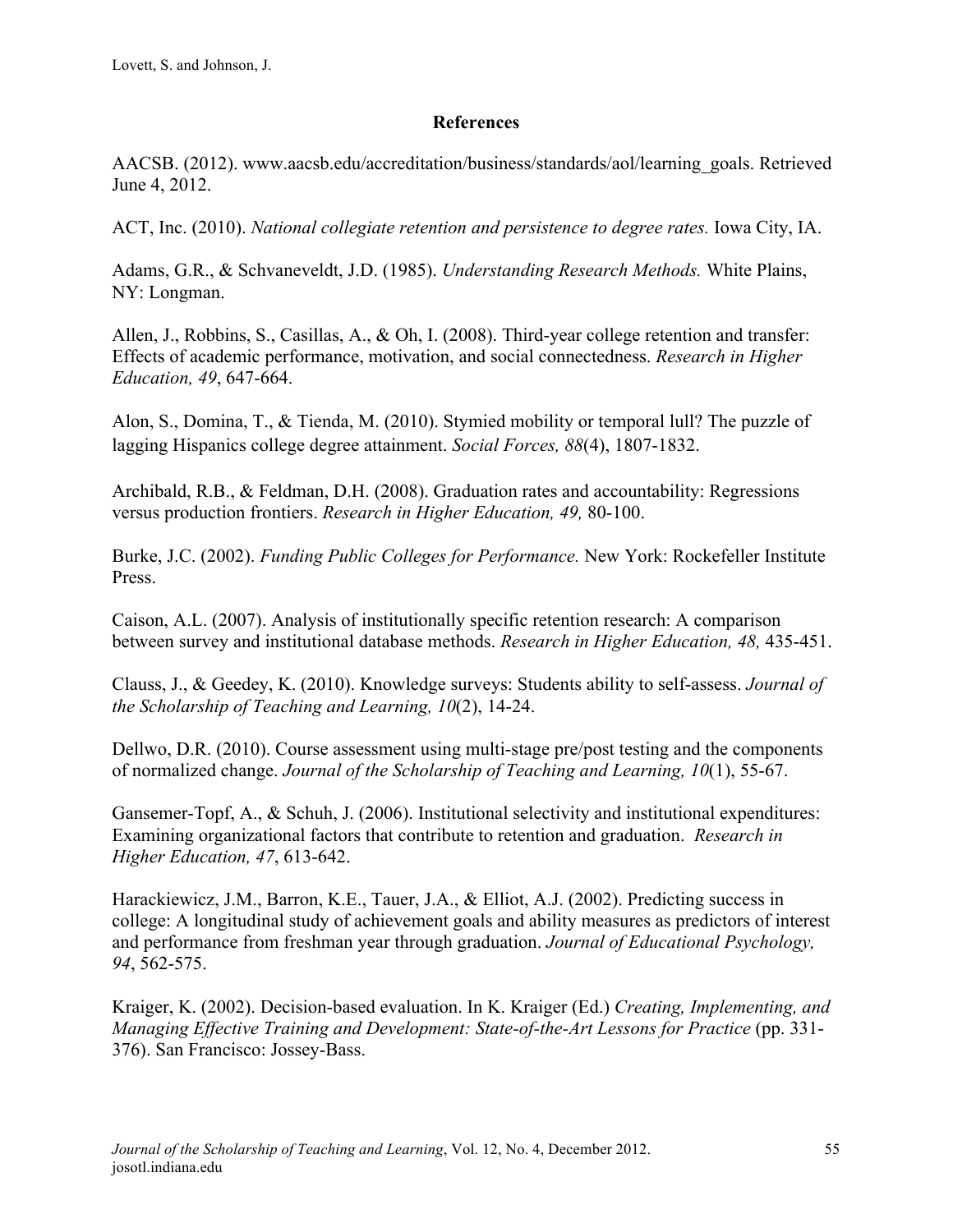## References

AACSB. (2012). www.aacsb.edu/accreditation/business/standards/aol/learning_goals. Retrieved June 4, 2012.

ACT, Inc. (2010). *National collegiate retention and persistence to degree rates.* Iowa City, IA.

Adams, G.R., & Schvaneveldt, J.D. (1985). *Understanding Research Methods.* White Plains, NY: Longman.

Allen, J., Robbins, S., Casillas, A., & Oh, I. (2008). Third-year college retention and transfer: Effects of academic performance, motivation, and social connectedness. *Research in Higher Education, 49*, 647-664.

Alon, S., Domina, T., & Tienda, M. (2010). Stymied mobility or temporal lull? The puzzle of lagging Hispanics college degree attainment. *Social Forces, 88*(4), 1807-1832.

Archibald, R.B., & Feldman, D.H. (2008). Graduation rates and accountability: Regressions versus production frontiers. *Research in Higher Education, 49,* 80-100.

Burke, J.C. (2002). *Funding Public Colleges for Performance.* New York: Rockefeller Institute Press.

Caison, A.L. (2007). Analysis of institutionally specific retention research: A comparison between survey and institutional database methods. *Research in Higher Education, 48,* 435-451.

Clauss, J., & Geedey, K. (2010). Knowledge surveys: Students ability to self-assess. *Journal of the Scholarship of Teaching and Learning, 10*(2), 14-24.

Dellwo, D.R. (2010). Course assessment using multi-stage pre/post testing and the components of normalized change. *Journal of the Scholarship of Teaching and Learning, 10*(1), 55-67.

Gansemer-Topf, A., & Schuh, J. (2006). Institutional selectivity and institutional expenditures: Examining organizational factors that contribute to retention and graduation. *Research in Higher Education, 47*, 613-642.

Harackiewicz, J.M., Barron, K.E., Tauer, J.A., & Elliot, A.J. (2002). Predicting success in college: A longitudinal study of achievement goals and ability measures as predictors of interest and performance from freshman year through graduation. *Journal of Educational Psychology, 94*, 562-575.

Kraiger, K. (2002). Decision-based evaluation. In K. Kraiger (Ed.) *Creating, Implementing, and Managing Effective Training and Development: State-of-the-Art Lessons for Practice* (pp. 331-376). San Francisco: Jossey-Bass.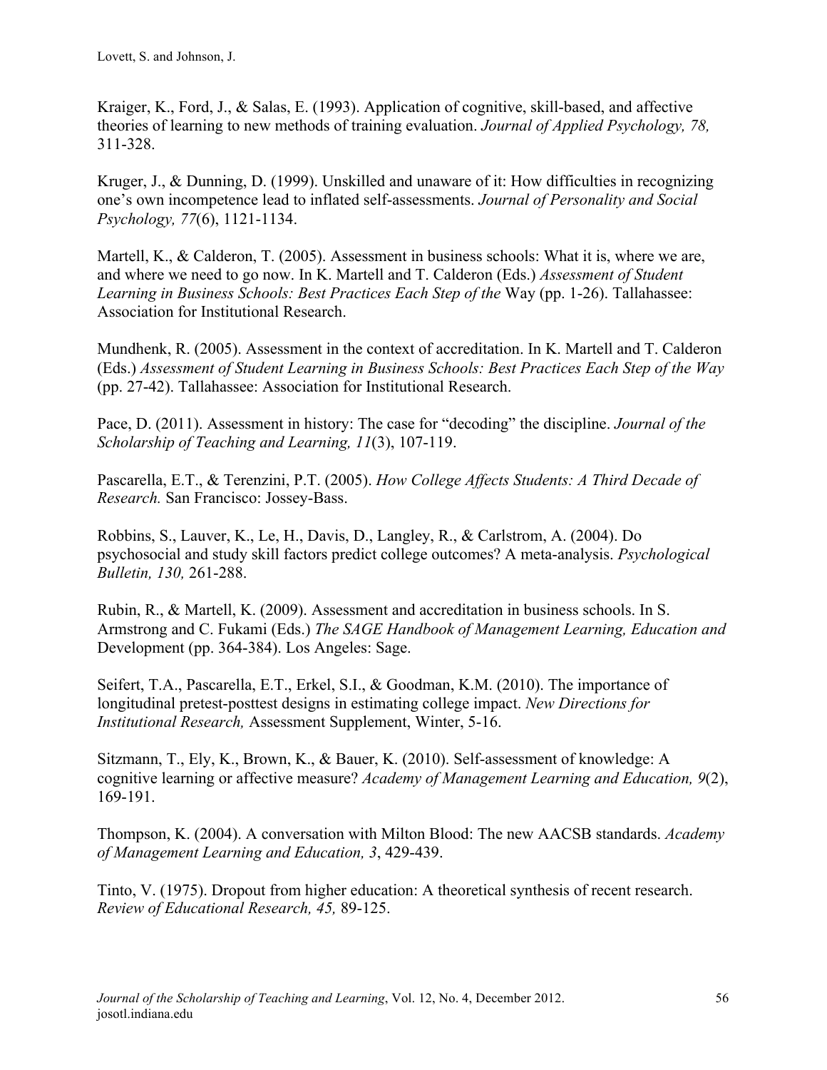Kraiger, K., Ford, J., & Salas, E. (1993). Application of cognitive, skill-based, and affective theories of learning to new methods of training evaluation. *Journal of Applied Psychology, 78,* 311-328.

Kruger, J., & Dunning, D. (1999). Unskilled and unaware of it: How difficulties in recognizing one's own incompetence lead to inflated self-assessments. *Journal of Personality and Social Psychology, 77*(6), 1121-1134.

Martell, K., & Calderon, T. (2005). Assessment in business schools: What it is, where we are, and where we need to go now. In K. Martell and T. Calderon (Eds.) *Assessment of Student Learning in Business Schools: Best Practices Each Step of the* Way (pp. 1-26). Tallahassee: Association for Institutional Research.

Mundhenk, R. (2005). Assessment in the context of accreditation. In K. Martell and T. Calderon (Eds.) *Assessment of Student Learning in Business Schools: Best Practices Each Step of the Way* (pp. 27-42). Tallahassee: Association for Institutional Research.

Pace, D. (2011). Assessment in history: The case for "decoding" the discipline. *Journal of the Scholarship of Teaching and Learning, 11*(3), 107-119.

Pascarella, E.T., & Terenzini, P.T. (2005). *How College Affects Students: A Third Decade of Research.* San Francisco: Jossey-Bass.

Robbins, S., Lauver, K., Le, H., Davis, D., Langley, R., & Carlstrom, A. (2004). Do psychosocial and study skill factors predict college outcomes? A meta-analysis. *Psychological Bulletin, 130,* 261-288.

Rubin, R., & Martell, K. (2009). Assessment and accreditation in business schools. In S. Armstrong and C. Fukami (Eds.) *The SAGE Handbook of Management Learning, Education and* Development (pp. 364-384). Los Angeles: Sage.

Seifert, T.A., Pascarella, E.T., Erkel, S.I., & Goodman, K.M. (2010). The importance of longitudinal pretest-posttest designs in estimating college impact. *New Directions for Institutional Research,* Assessment Supplement, Winter, 5-16.

Sitzmann, T., Ely, K., Brown, K., & Bauer, K. (2010). Self-assessment of knowledge: A cognitive learning or affective measure? *Academy of Management Learning and Education, 9*(2), 169-191.

Thompson, K. (2004). A conversation with Milton Blood: The new AACSB standards. *Academy of Management Learning and Education, 3*, 429-439.

Tinto, V. (1975). Dropout from higher education: A theoretical synthesis of recent research. *Review of Educational Research, 45,* 89-125.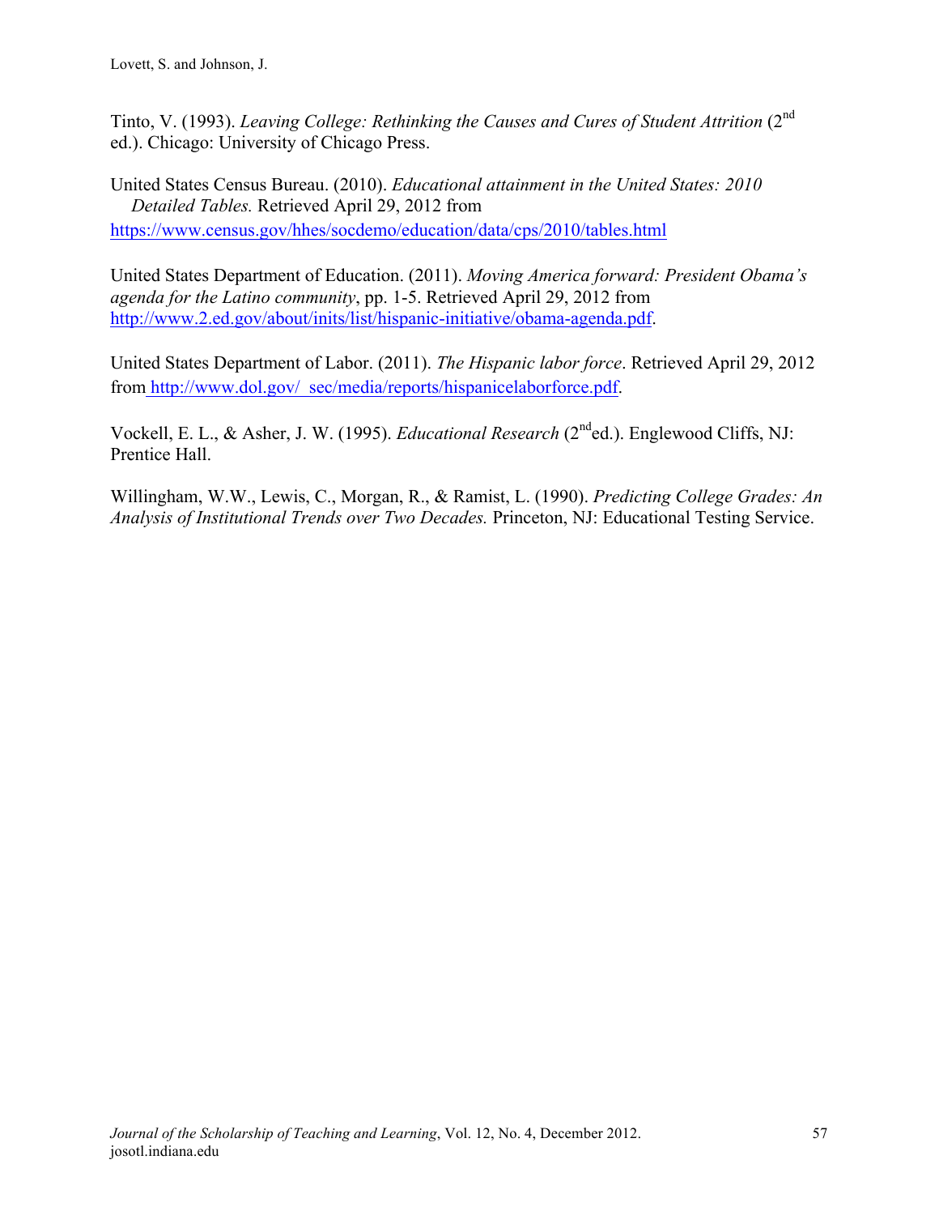Tinto, V. (1993). *Leaving College: Rethinking the Causes and Cures of Student Attrition* (2nd ed.). Chicago: University of Chicago Press.

United States Census Bureau. (2010). *Educational attainment in the United States: 2010 Detailed Tables.* Retrieved April 29, 2012 from https://www.census.gov/hhes/socdemo/education/data/cps/2010/tables.html

United States Department of Education. (2011). *Moving America forward: President Obama's agenda for the Latino community*, pp. 1-5. Retrieved April 29, 2012 from http://www.2.ed.gov/about/inits/list/hispanic-initiative/obama-agenda.pdf.

United States Department of Labor. (2011). *The Hispanic labor force*. Retrieved April 29, 2012 from http://www.dol.gov/_sec/media/reports/hispanicelaborforce.pdf.

Vockell, E. L., & Asher, J. W. (1995). *Educational Research* (2nd ed.). Englewood Cliffs, NJ: Prentice Hall.

Willingham, W.W., Lewis, C., Morgan, R., & Ramist, L. (1990). *Predicting College Grades: An Analysis of Institutional Trends over Two Decades.* Princeton, NJ: Educational Testing Service.